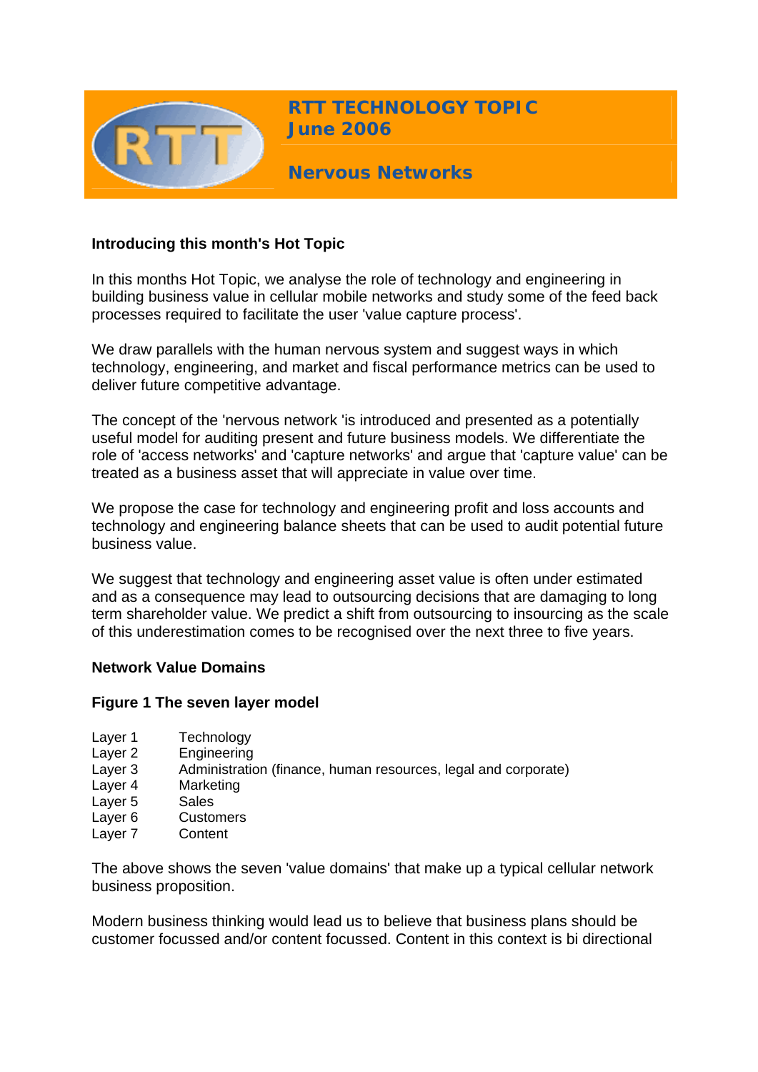# RTT TECHNOLOGY TOPIC
## June 2006

## Nervous Networks

**Introducing this month's Hot Topic**

In this months Hot Topic, we analyse the role of technology and engineering in building business value in cellular mobile networks and study some of the feed back processes required to facilitate the user 'value capture process'.

We draw parallels with the human nervous system and suggest ways in which technology, engineering, and market and fiscal performance metrics can be used to deliver future competitive advantage.

The concept of the 'nervous network 'is introduced and presented as a potentially useful model for auditing present and future business models. We differentiate the role of 'access networks' and 'capture networks' and argue that 'capture value' can be treated as a business asset that will appreciate in value over time.

We propose the case for technology and engineering profit and loss accounts and technology and engineering balance sheets that can be used to audit potential future business value.

We suggest that technology and engineering asset value is often under estimated and as a consequence may lead to outsourcing decisions that are damaging to long term shareholder value. We predict a shift from outsourcing to insourcing as the scale of this underestimation comes to be recognised over the next three to five years.

**Network Value Domains**

**Figure 1 The seven layer model**

| | |
|---|---|
| Layer 1 | Technology |
| Layer 2 | Engineering |
| Layer 3 | Administration (finance, human resources, legal and corporate) |
| Layer 4 | Marketing |
| Layer 5 | Sales |
| Layer 6 | Customers |
| Layer 7 | Content |

The above shows the seven 'value domains' that make up a typical cellular network business proposition.

Modern business thinking would lead us to believe that business plans should be customer focussed and/or content focussed. Content in this context is bi directional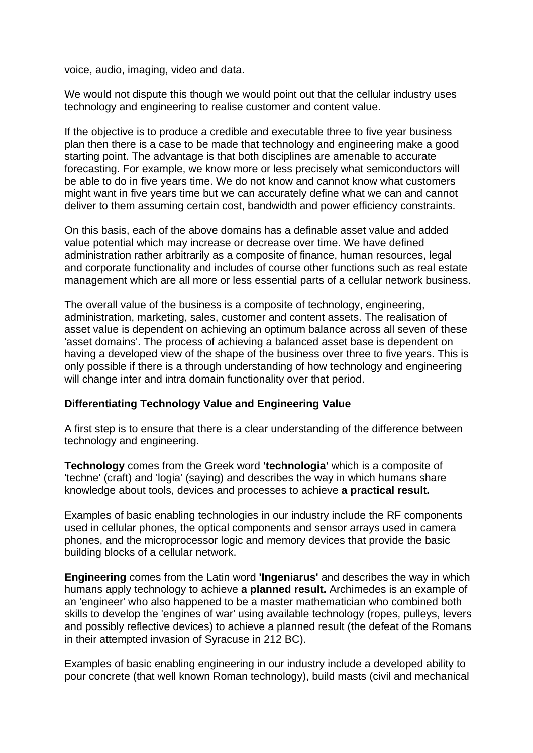voice, audio, imaging, video and data.

We would not dispute this though we would point out that the cellular industry uses technology and engineering to realise customer and content value.

If the objective is to produce a credible and executable three to five year business plan then there is a case to be made that technology and engineering make a good starting point. The advantage is that both disciplines are amenable to accurate forecasting. For example, we know more or less precisely what semiconductors will be able to do in five years time. We do not know and cannot know what customers might want in five years time but we can accurately define what we can and cannot deliver to them assuming certain cost, bandwidth and power efficiency constraints.

On this basis, each of the above domains has a definable asset value and added value potential which may increase or decrease over time. We have defined administration rather arbitrarily as a composite of finance, human resources, legal and corporate functionality and includes of course other functions such as real estate management which are all more or less essential parts of a cellular network business.

The overall value of the business is a composite of technology, engineering, administration, marketing, sales, customer and content assets. The realisation of asset value is dependent on achieving an optimum balance across all seven of these 'asset domains'. The process of achieving a balanced asset base is dependent on having a developed view of the shape of the business over three to five years. This is only possible if there is a through understanding of how technology and engineering will change inter and intra domain functionality over that period.

**Differentiating Technology Value and Engineering Value**

A first step is to ensure that there is a clear understanding of the difference between technology and engineering.

**Technology** comes from the Greek word **'technologia'** which is a composite of 'techne' (craft) and 'logia' (saying) and describes the way in which humans share knowledge about tools, devices and processes to achieve **a practical result.**

Examples of basic enabling technologies in our industry include the RF components used in cellular phones, the optical components and sensor arrays used in camera phones, and the microprocessor logic and memory devices that provide the basic building blocks of a cellular network.

**Engineering** comes from the Latin word **'Ingeniarus'** and describes the way in which humans apply technology to achieve **a planned result.** Archimedes is an example of an 'engineer' who also happened to be a master mathematician who combined both skills to develop the 'engines of war' using available technology (ropes, pulleys, levers and possibly reflective devices) to achieve a planned result (the defeat of the Romans in their attempted invasion of Syracuse in 212 BC).

Examples of basic enabling engineering in our industry include a developed ability to pour concrete (that well known Roman technology), build masts (civil and mechanical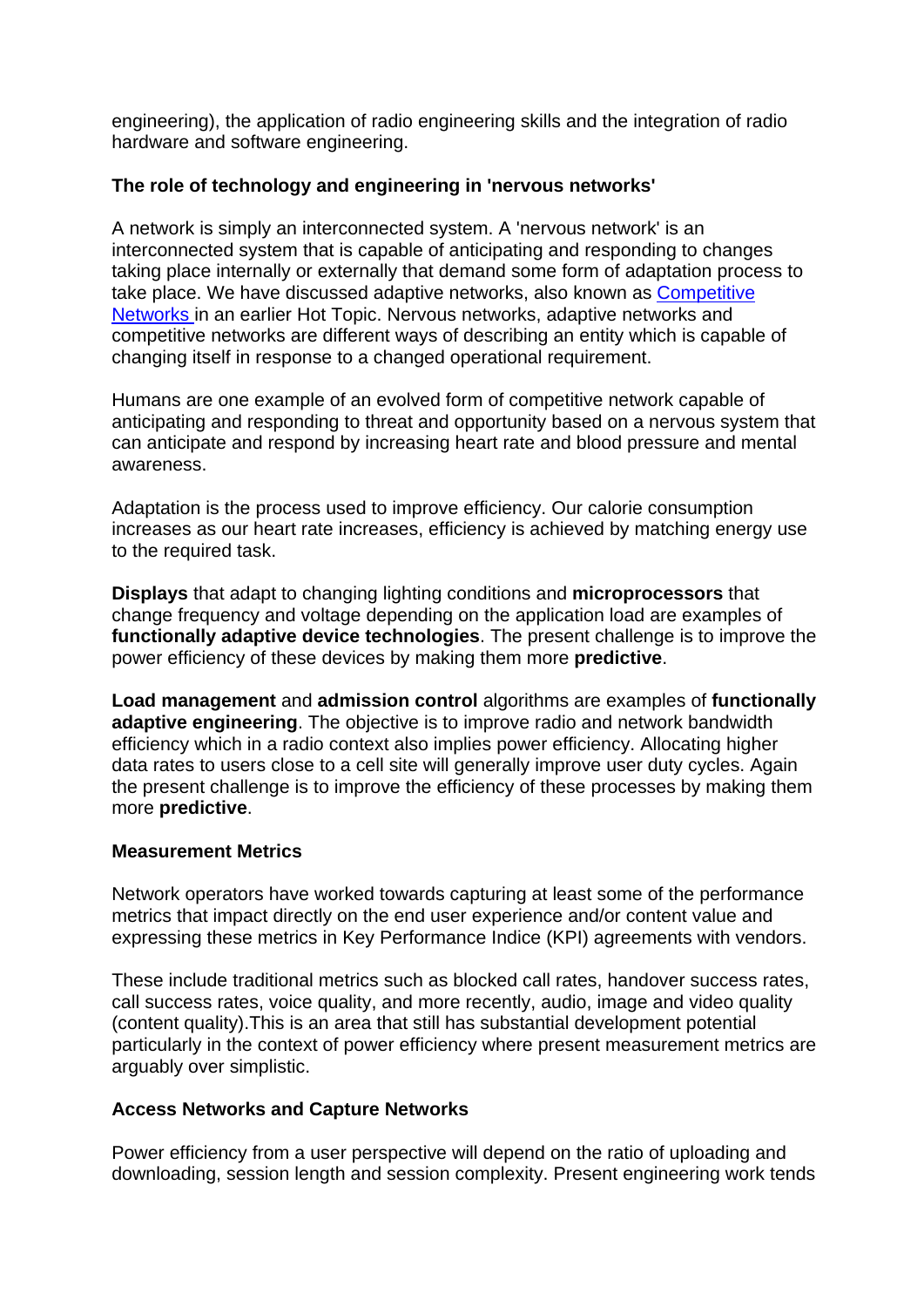engineering), the application of radio engineering skills and the integration of radio hardware and software engineering.

**The role of technology and engineering in 'nervous networks'**

A network is simply an interconnected system. A 'nervous network' is an interconnected system that is capable of anticipating and responding to changes taking place internally or externally that demand some form of adaptation process to take place. We have discussed adaptive networks, also known as [Competitive Networks](#) in an earlier Hot Topic. Nervous networks, adaptive networks and competitive networks are different ways of describing an entity which is capable of changing itself in response to a changed operational requirement.

Humans are one example of an evolved form of competitive network capable of anticipating and responding to threat and opportunity based on a nervous system that can anticipate and respond by increasing heart rate and blood pressure and mental awareness.

Adaptation is the process used to improve efficiency. Our calorie consumption increases as our heart rate increases, efficiency is achieved by matching energy use to the required task.

**Displays** that adapt to changing lighting conditions and **microprocessors** that change frequency and voltage depending on the application load are examples of **functionally adaptive device technologies**. The present challenge is to improve the power efficiency of these devices by making them more **predictive**.

**Load management** and **admission control** algorithms are examples of **functionally adaptive engineering**. The objective is to improve radio and network bandwidth efficiency which in a radio context also implies power efficiency. Allocating higher data rates to users close to a cell site will generally improve user duty cycles. Again the present challenge is to improve the efficiency of these processes by making them more **predictive**.

**Measurement Metrics**

Network operators have worked towards capturing at least some of the performance metrics that impact directly on the end user experience and/or content value and expressing these metrics in Key Performance Indice (KPI) agreements with vendors.

These include traditional metrics such as blocked call rates, handover success rates, call success rates, voice quality, and more recently, audio, image and video quality (content quality).This is an area that still has substantial development potential particularly in the context of power efficiency where present measurement metrics are arguably over simplistic.

**Access Networks and Capture Networks**

Power efficiency from a user perspective will depend on the ratio of uploading and downloading, session length and session complexity. Present engineering work tends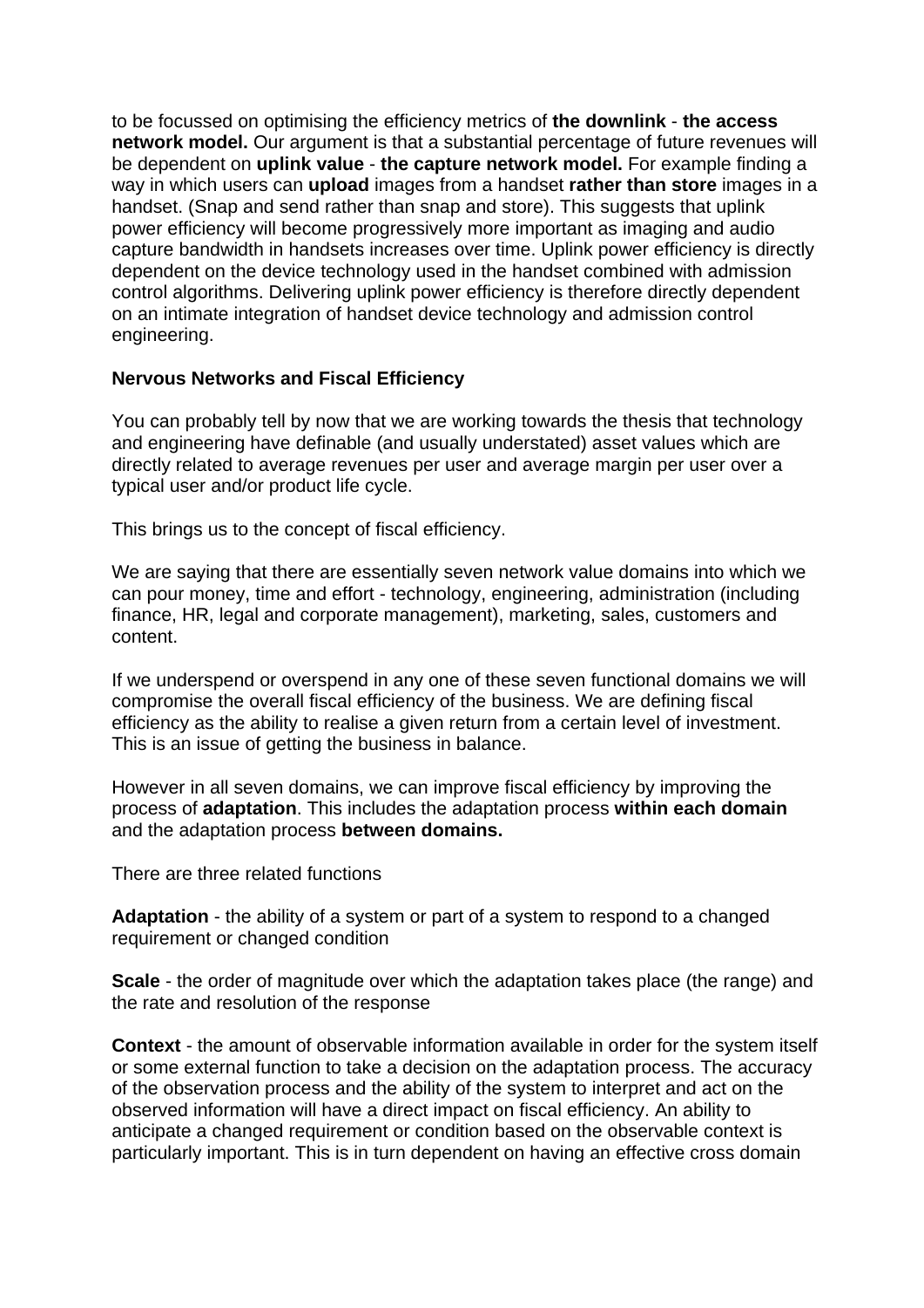to be focussed on optimising the efficiency metrics of **the downlink** - **the access network model.** Our argument is that a substantial percentage of future revenues will be dependent on **uplink value** - **the capture network model.** For example finding a way in which users can **upload** images from a handset **rather than store** images in a handset. (Snap and send rather than snap and store). This suggests that uplink power efficiency will become progressively more important as imaging and audio capture bandwidth in handsets increases over time. Uplink power efficiency is directly dependent on the device technology used in the handset combined with admission control algorithms. Delivering uplink power efficiency is therefore directly dependent on an intimate integration of handset device technology and admission control engineering.

**Nervous Networks and Fiscal Efficiency**

You can probably tell by now that we are working towards the thesis that technology and engineering have definable (and usually understated) asset values which are directly related to average revenues per user and average margin per user over a typical user and/or product life cycle.

This brings us to the concept of fiscal efficiency.

We are saying that there are essentially seven network value domains into which we can pour money, time and effort - technology, engineering, administration (including finance, HR, legal and corporate management), marketing, sales, customers and content.

If we underspend or overspend in any one of these seven functional domains we will compromise the overall fiscal efficiency of the business. We are defining fiscal efficiency as the ability to realise a given return from a certain level of investment. This is an issue of getting the business in balance.

However in all seven domains, we can improve fiscal efficiency by improving the process of **adaptation**. This includes the adaptation process **within each domain** and the adaptation process **between domains.**

There are three related functions

**Adaptation** - the ability of a system or part of a system to respond to a changed requirement or changed condition

**Scale** - the order of magnitude over which the adaptation takes place (the range) and the rate and resolution of the response

**Context** - the amount of observable information available in order for the system itself or some external function to take a decision on the adaptation process. The accuracy of the observation process and the ability of the system to interpret and act on the observed information will have a direct impact on fiscal efficiency. An ability to anticipate a changed requirement or condition based on the observable context is particularly important. This is in turn dependent on having an effective cross domain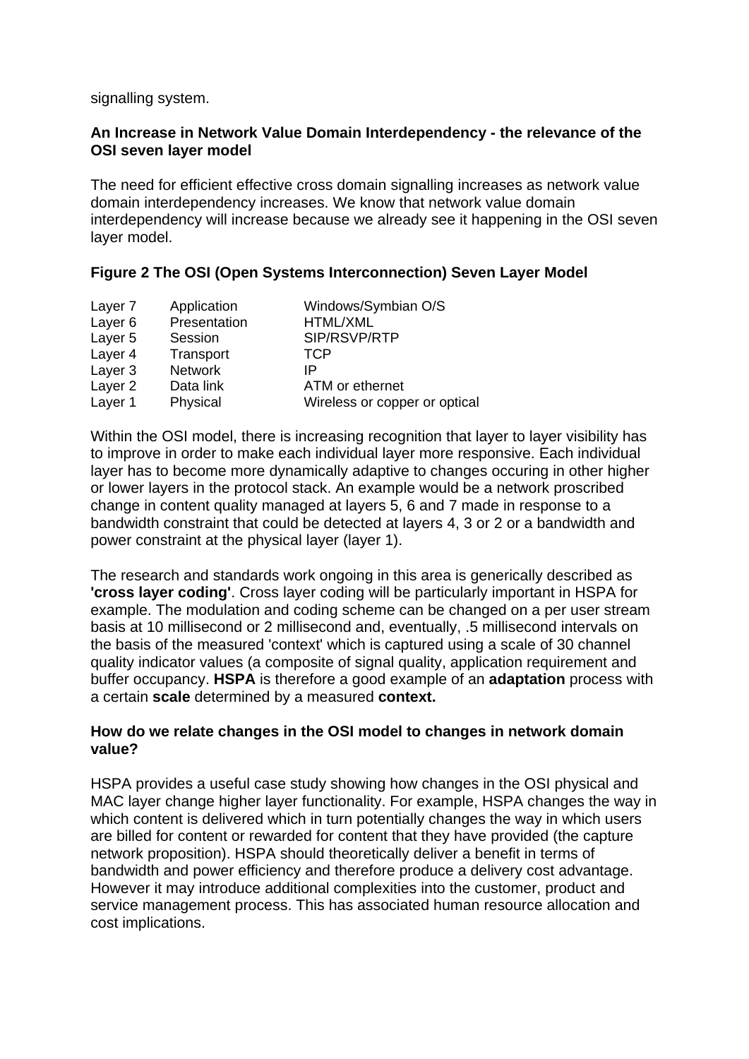signalling system.

**An Increase in Network Value Domain Interdependency - the relevance of the OSI seven layer model**

The need for efficient effective cross domain signalling increases as network value domain interdependency increases. We know that network value domain interdependency will increase because we already see it happening in the OSI seven layer model.

**Figure 2 The OSI (Open Systems Interconnection) Seven Layer Model**

| | | |
|---|---|---|
| Layer 7 | Application | Windows/Symbian O/S |
| Layer 6 | Presentation | HTML/XML |
| Layer 5 | Session | SIP/RSVP/RTP |
| Layer 4 | Transport | TCP |
| Layer 3 | Network | IP |
| Layer 2 | Data link | ATM or ethernet |
| Layer 1 | Physical | Wireless or copper or optical |

Within the OSI model, there is increasing recognition that layer to layer visibility has to improve in order to make each individual layer more responsive. Each individual layer has to become more dynamically adaptive to changes occuring in other higher or lower layers in the protocol stack. An example would be a network proscribed change in content quality managed at layers 5, 6 and 7 made in response to a bandwidth constraint that could be detected at layers 4, 3 or 2 or a bandwidth and power constraint at the physical layer (layer 1).

The research and standards work ongoing in this area is generically described as **'cross layer coding'**. Cross layer coding will be particularly important in HSPA for example. The modulation and coding scheme can be changed on a per user stream basis at 10 millisecond or 2 millisecond and, eventually, .5 millisecond intervals on the basis of the measured 'context' which is captured using a scale of 30 channel quality indicator values (a composite of signal quality, application requirement and buffer occupancy. **HSPA** is therefore a good example of an **adaptation** process with a certain **scale** determined by a measured **context.**

**How do we relate changes in the OSI model to changes in network domain value?**

HSPA provides a useful case study showing how changes in the OSI physical and MAC layer change higher layer functionality. For example, HSPA changes the way in which content is delivered which in turn potentially changes the way in which users are billed for content or rewarded for content that they have provided (the capture network proposition). HSPA should theoretically deliver a benefit in terms of bandwidth and power efficiency and therefore produce a delivery cost advantage. However it may introduce additional complexities into the customer, product and service management process. This has associated human resource allocation and cost implications.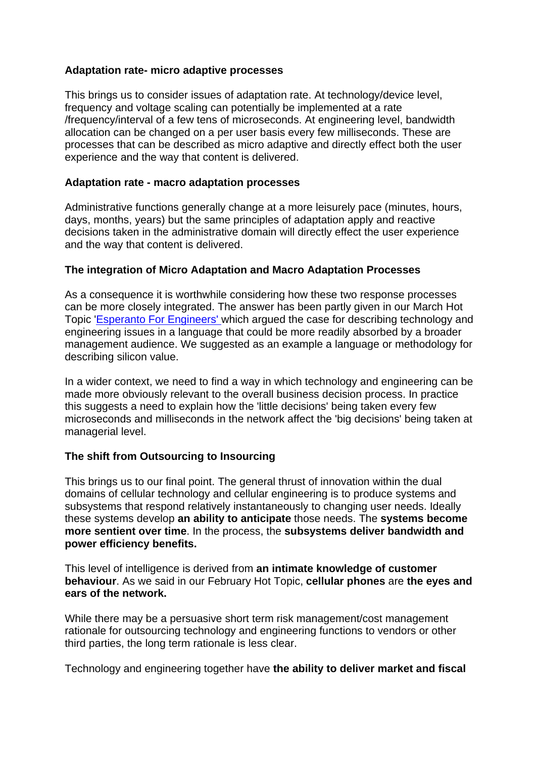**Adaptation rate- micro adaptive processes**

This brings us to consider issues of adaptation rate. At technology/device level, frequency and voltage scaling can potentially be implemented at a rate /frequency/interval of a few tens of microseconds. At engineering level, bandwidth allocation can be changed on a per user basis every few milliseconds. These are processes that can be described as micro adaptive and directly effect both the user experience and the way that content is delivered.

**Adaptation rate - macro adaptation processes**

Administrative functions generally change at a more leisurely pace (minutes, hours, days, months, years) but the same principles of adaptation apply and reactive decisions taken in the administrative domain will directly effect the user experience and the way that content is delivered.

**The integration of Micro Adaptation and Macro Adaptation Processes**

As a consequence it is worthwhile considering how these two response processes can be more closely integrated. The answer has been partly given in our March Hot Topic 'Esperanto For Engineers' which argued the case for describing technology and engineering issues in a language that could be more readily absorbed by a broader management audience. We suggested as an example a language or methodology for describing silicon value.

In a wider context, we need to find a way in which technology and engineering can be made more obviously relevant to the overall business decision process. In practice this suggests a need to explain how the 'little decisions' being taken every few microseconds and milliseconds in the network affect the 'big decisions' being taken at managerial level.

**The shift from Outsourcing to Insourcing**

This brings us to our final point. The general thrust of innovation within the dual domains of cellular technology and cellular engineering is to produce systems and subsystems that respond relatively instantaneously to changing user needs. Ideally these systems develop **an ability to anticipate** those needs. The **systems become more sentient over time**. In the process, the **subsystems deliver bandwidth and power efficiency benefits.**

This level of intelligence is derived from **an intimate knowledge of customer behaviour**. As we said in our February Hot Topic, **cellular phones** are **the eyes and ears of the network.**

While there may be a persuasive short term risk management/cost management rationale for outsourcing technology and engineering functions to vendors or other third parties, the long term rationale is less clear.

Technology and engineering together have **the ability to deliver market and fiscal**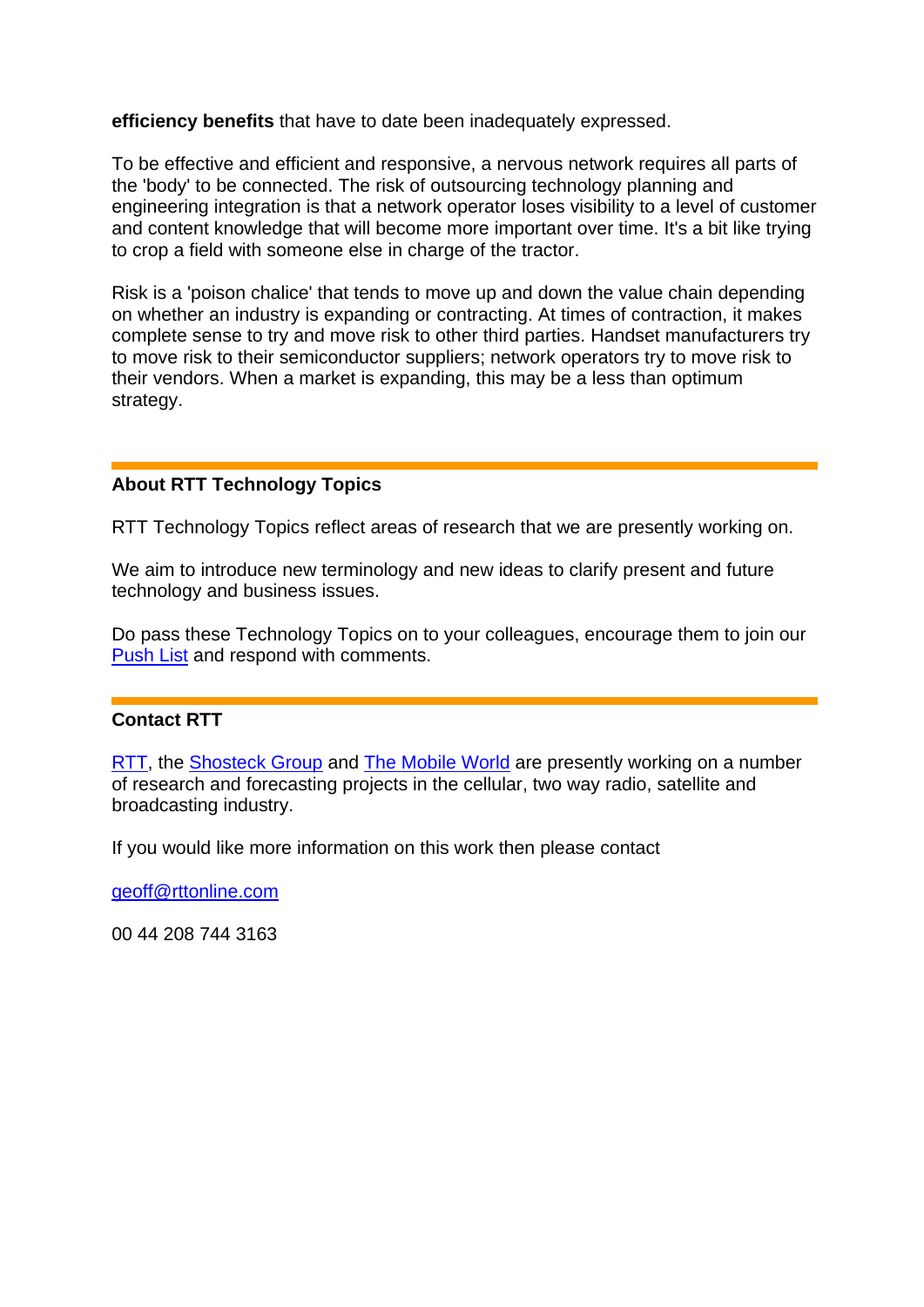**efficiency benefits** that have to date been inadequately expressed.

To be effective and efficient and responsive, a nervous network requires all parts of the 'body' to be connected. The risk of outsourcing technology planning and engineering integration is that a network operator loses visibility to a level of customer and content knowledge that will become more important over time. It's a bit like trying to crop a field with someone else in charge of the tractor.

Risk is a 'poison chalice' that tends to move up and down the value chain depending on whether an industry is expanding or contracting. At times of contraction, it makes complete sense to try and move risk to other third parties. Handset manufacturers try to move risk to their semiconductor suppliers; network operators try to move risk to their vendors. When a market is expanding, this may be a less than optimum strategy.

---

## About RTT Technology Topics

RTT Technology Topics reflect areas of research that we are presently working on.

We aim to introduce new terminology and new ideas to clarify present and future technology and business issues.

Do pass these Technology Topics on to your colleagues, encourage them to join our Push List and respond with comments.

---

## Contact RTT

RTT, the Shosteck Group and The Mobile World are presently working on a number of research and forecasting projects in the cellular, two way radio, satellite and broadcasting industry.

If you would like more information on this work then please contact

geoff@rttonline.com

00 44 208 744 3163